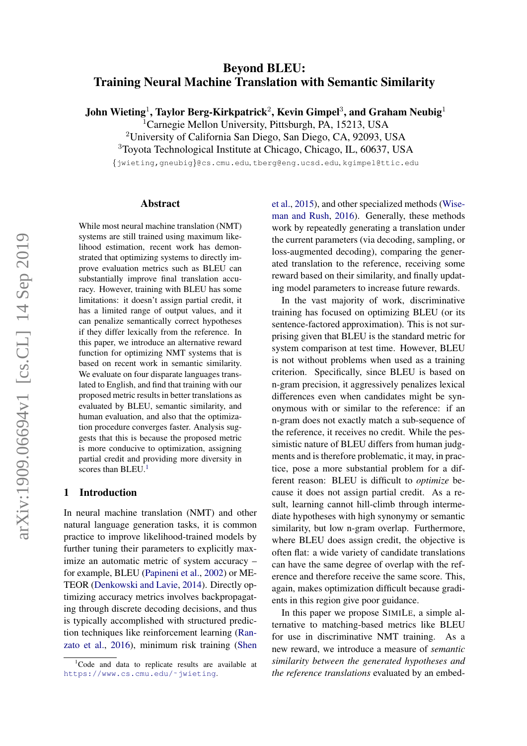# Beyond BLEU: Training Neural Machine Translation with Semantic Similarity

**John Wieting**[1], **Taylor Berg-Kirkpatrick**[2], **Kevin Gimpel**[3], **and Graham Neubig**[1]

[1]Carnegie Mellon University, Pittsburgh, PA, 15213, USA
[2]University of California San Diego, San Diego, CA, 92093, USA
[3]Toyota Technological Institute at Chicago, Chicago, IL, 60637, USA

{jwieting,gneubig}@cs.cmu.edu, tberg@eng.ucsd.edu, kgimpel@ttic.edu

## Abstract

While most neural machine translation (NMT) systems are still trained using maximum likelihood estimation, recent work has demonstrated that optimizing systems to directly improve evaluation metrics such as BLEU can substantially improve final translation accuracy. However, training with BLEU has some limitations: it doesn't assign partial credit, it has a limited range of output values, and it can penalize semantically correct hypotheses if they differ lexically from the reference. In this paper, we introduce an alternative reward function for optimizing NMT systems that is based on recent work in semantic similarity. We evaluate on four disparate languages translated to English, and find that training with our proposed metric results in better translations as evaluated by BLEU, semantic similarity, and human evaluation, and also that the optimization procedure converges faster. Analysis suggests that this is because the proposed metric is more conducive to optimization, assigning partial credit and providing more diversity in scores than BLEU.[1]

## 1 Introduction

In neural machine translation (NMT) and other natural language generation tasks, it is common practice to improve likelihood-trained models by further tuning their parameters to explicitly maximize an automatic metric of system accuracy – for example, BLEU (Papineni et al., 2002) or METEOR (Denkowski and Lavie, 2014). Directly optimizing accuracy metrics involves backpropagating through discrete decoding decisions, and thus is typically accomplished with structured prediction techniques like reinforcement learning (Ranzato et al., 2016), minimum risk training (Shen et al., 2015), and other specialized methods (Wiseman and Rush, 2016). Generally, these methods work by repeatedly generating a translation under the current parameters (via decoding, sampling, or loss-augmented decoding), comparing the generated translation to the reference, receiving some reward based on their similarity, and finally updating model parameters to increase future rewards.

In the vast majority of work, discriminative training has focused on optimizing BLEU (or its sentence-factored approximation). This is not surprising given that BLEU is the standard metric for system comparison at test time. However, BLEU is not without problems when used as a training criterion. Specifically, since BLEU is based on n-gram precision, it aggressively penalizes lexical differences even when candidates might be synonymous with or similar to the reference: if an n-gram does not exactly match a sub-sequence of the reference, it receives no credit. While the pessimistic nature of BLEU differs from human judgments and is therefore problematic, it may, in practice, pose a more substantial problem for a different reason: BLEU is difficult to *optimize* because it does not assign partial credit. As a result, learning cannot hill-climb through intermediate hypotheses with high synonymy or semantic similarity, but low n-gram overlap. Furthermore, where BLEU does assign credit, the objective is often flat: a wide variety of candidate translations can have the same degree of overlap with the reference and therefore receive the same score. This, again, makes optimization difficult because gradients in this region give poor guidance.

In this paper we propose SIMILE, a simple alternative to matching-based metrics like BLEU for use in discriminative NMT training. As a new reward, we introduce a measure of *semantic similarity between the generated hypotheses and the reference translations* evaluated by an embed-

[1]Code and data to replicate results are available at https://www.cs.cmu.edu/~jwieting.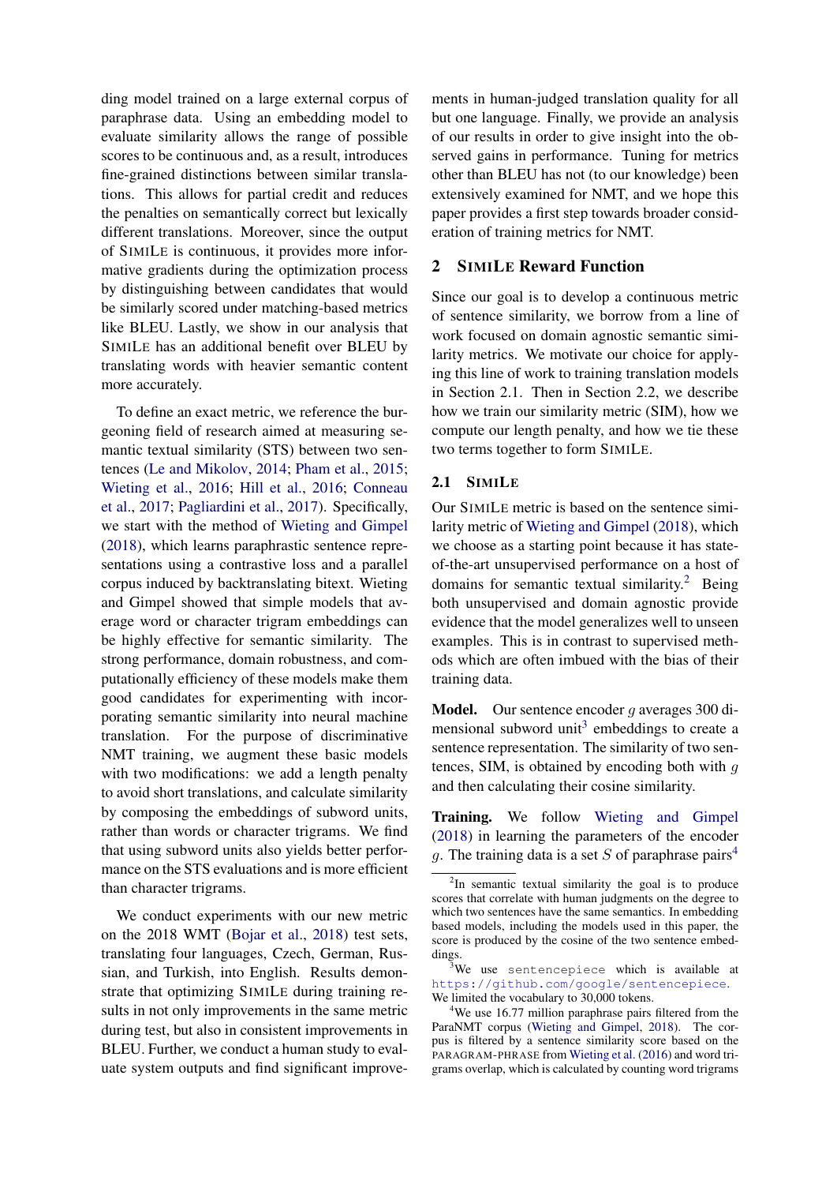ding model trained on a large external corpus of paraphrase data. Using an embedding model to evaluate similarity allows the range of possible scores to be continuous and, as a result, introduces fine-grained distinctions between similar translations. This allows for partial credit and reduces the penalties on semantically correct but lexically different translations. Moreover, since the output of SIMILE is continuous, it provides more informative gradients during the optimization process by distinguishing between candidates that would be similarly scored under matching-based metrics like BLEU. Lastly, we show in our analysis that SIMILE has an additional benefit over BLEU by translating words with heavier semantic content more accurately.

To define an exact metric, we reference the burgeoning field of research aimed at measuring semantic textual similarity (STS) between two sentences (Le and Mikolov, 2014; Pham et al., 2015; Wieting et al., 2016; Hill et al., 2016; Conneau et al., 2017; Pagliardini et al., 2017). Specifically, we start with the method of Wieting and Gimpel (2018), which learns paraphrastic sentence representations using a contrastive loss and a parallel corpus induced by backtranslating bitext. Wieting and Gimpel showed that simple models that average word or character trigram embeddings can be highly effective for semantic similarity. The strong performance, domain robustness, and computationally efficiency of these models make them good candidates for experimenting with incorporating semantic similarity into neural machine translation. For the purpose of discriminative NMT training, we augment these basic models with two modifications: we add a length penalty to avoid short translations, and calculate similarity by composing the embeddings of subword units, rather than words or character trigrams. We find that using subword units also yields better performance on the STS evaluations and is more efficient than character trigrams.

We conduct experiments with our new metric on the 2018 WMT (Bojar et al., 2018) test sets, translating four languages, Czech, German, Russian, and Turkish, into English. Results demonstrate that optimizing SIMILE during training results in not only improvements in the same metric during test, but also in consistent improvements in BLEU. Further, we conduct a human study to evaluate system outputs and find significant improvements in human-judged translation quality for all but one language. Finally, we provide an analysis of our results in order to give insight into the observed gains in performance. Tuning for metrics other than BLEU has not (to our knowledge) been extensively examined for NMT, and we hope this paper provides a first step towards broader consideration of training metrics for NMT.

## 2 SIMILE Reward Function

Since our goal is to develop a continuous metric of sentence similarity, we borrow from a line of work focused on domain agnostic semantic similarity metrics. We motivate our choice for applying this line of work to training translation models in Section 2.1. Then in Section 2.2, we describe how we train our similarity metric (SIM), how we compute our length penalty, and how we tie these two terms together to form SIMILE.

### 2.1 SIMILE

Our SIMILE metric is based on the sentence similarity metric of Wieting and Gimpel (2018), which we choose as a starting point because it has state-of-the-art unsupervised performance on a host of domains for semantic textual similarity.[2] Being both unsupervised and domain agnostic provide evidence that the model generalizes well to unseen examples. This is in contrast to supervised methods which are often imbued with the bias of their training data.

**Model.** Our sentence encoder $g$ averages 300 dimensional subword unit[3] embeddings to create a sentence representation. The similarity of two sentences, SIM, is obtained by encoding both with $g$ and then calculating their cosine similarity.

**Training.** We follow Wieting and Gimpel (2018) in learning the parameters of the encoder $g$. The training data is a set $S$ of paraphrase pairs[4]

---

[2] In semantic textual similarity the goal is to produce scores that correlate with human judgments on the degree to which two sentences have the same semantics. In embedding based models, including the models used in this paper, the score is produced by the cosine of the two sentence embeddings.

[3] We use `sentencepiece` which is available at https://github.com/google/sentencepiece. We limited the vocabulary to 30,000 tokens.

[4] We use 16.77 million paraphrase pairs filtered from the ParaNMT corpus (Wieting and Gimpel, 2018). The corpus is filtered by a sentence similarity score based on the PARAGRAM-PHRASE from Wieting et al. (2016) and word trigrams overlap, which is calculated by counting word trigrams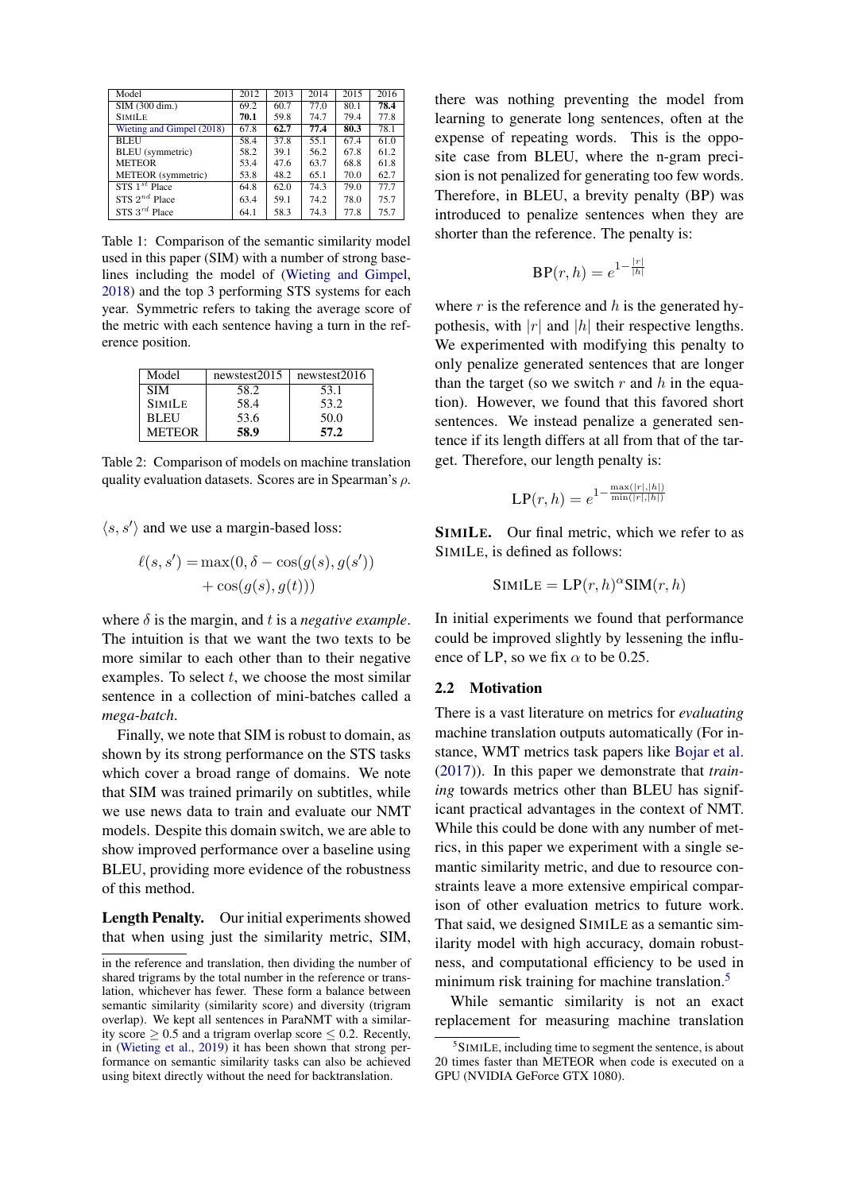| Model | 2012 | 2013 | 2014 | 2015 | 2016 |
|---|---|---|---|---|---|
| SIM (300 dim.) | 69.2 | 60.7 | 77.0 | 80.1 | **78.4** |
| SIMILE | **70.1** | 59.8 | 74.7 | 79.4 | 77.8 |
| Wieting and Gimpel (2018) | 67.8 | **62.7** | **77.4** | **80.3** | 78.1 |
| BLEU | 58.4 | 37.8 | 55.1 | 67.4 | 61.0 |
| BLEU (symmetric) | 58.2 | 39.1 | 56.2 | 67.8 | 61.2 |
| METEOR | 53.4 | 47.6 | 63.7 | 68.8 | 61.8 |
| METEOR (symmetric) | 53.8 | 48.2 | 65.1 | 70.0 | 62.7 |
| STS $1^{st}$ Place | 64.8 | 62.0 | 74.3 | 79.0 | 77.7 |
| STS $2^{nd}$ Place | 63.4 | 59.1 | 74.2 | 78.0 | 75.7 |
| STS $3^{rd}$ Place | 64.1 | 58.3 | 74.3 | 77.8 | 75.7 |

Table 1: Comparison of the semantic similarity model used in this paper (SIM) with a number of strong baselines including the model of (Wieting and Gimpel, 2018) and the top 3 performing STS systems for each year. Symmetric refers to taking the average score of the metric with each sentence having a turn in the reference position.

| Model | newstest2015 | newstest2016 |
|---|---|---|
| SIM | 58.2 | 53.1 |
| SIMILE | 58.4 | 53.2 |
| BLEU | 53.6 | 50.0 |
| METEOR | **58.9** | **57.2** |

Table 2: Comparison of models on machine translation quality evaluation datasets. Scores are in Spearman's $\rho$.

$\langle s, s' \rangle$ and we use a margin-based loss:

$$\ell(s, s') = \max(0, \delta - \cos(g(s), g(s')) + \cos(g(s), g(t)))$$

where $\delta$ is the margin, and $t$ is a *negative example*. The intuition is that we want the two texts to be more similar to each other than to their negative examples. To select $t$, we choose the most similar sentence in a collection of mini-batches called a *mega-batch*.

Finally, we note that SIM is robust to domain, as shown by its strong performance on the STS tasks which cover a broad range of domains. We note that SIM was trained primarily on subtitles, while we use news data to train and evaluate our NMT models. Despite this domain switch, we are able to show improved performance over a baseline using BLEU, providing more evidence of the robustness of this method.

**Length Penalty.** Our initial experiments showed that when using just the similarity metric, SIM, there was nothing preventing the model from learning to generate long sentences, often at the expense of repeating words. This is the opposite case from BLEU, where the n-gram precision is not penalized for generating too few words. Therefore, in BLEU, a brevity penalty (BP) was introduced to penalize sentences when they are shorter than the reference. The penalty is:

$$\text{BP}(r, h) = e^{1 - \frac{|r|}{|h|}}$$

where $r$ is the reference and $h$ is the generated hypothesis, with $|r|$ and $|h|$ their respective lengths. We experimented with modifying this penalty to only penalize generated sentences that are longer than the target (so we switch $r$ and $h$ in the equation). However, we found that this favored short sentences. We instead penalize a generated sentence if its length differs at all from that of the target. Therefore, our length penalty is:

$$\text{LP}(r, h) = e^{1 - \frac{\max(|r|,|h|)}{\min(|r|,|h|)}}$$

**SIMILE.** Our final metric, which we refer to as SIMILE, is defined as follows:

$$\text{SIMILE} = \text{LP}(r, h)^{\alpha}\text{SIM}(r, h)$$

In initial experiments we found that performance could be improved slightly by lessening the influence of LP, so we fix $\alpha$ to be 0.25.

## 2.2 Motivation

There is a vast literature on metrics for *evaluating* machine translation outputs automatically (For instance, WMT metrics task papers like Bojar et al. (2017)). In this paper we demonstrate that *training* towards metrics other than BLEU has significant practical advantages in the context of NMT. While this could be done with any number of metrics, in this paper we experiment with a single semantic similarity metric, and due to resource constraints leave a more extensive empirical comparison of other evaluation metrics to future work. That said, we designed SIMILE as a semantic similarity model with high accuracy, domain robustness, and computational efficiency to be used in minimum risk training for machine translation.[5]

While semantic similarity is not an exact replacement for measuring machine translation

---

in the reference and translation, then dividing the number of shared trigrams by the total number in the reference or translation, whichever has fewer. These form a balance between semantic similarity (similarity score) and diversity (trigram overlap). We kept all sentences in ParaNMT with a similarity score $\geq 0.5$ and a trigram overlap score $\leq 0.2$. Recently, in (Wieting et al., 2019) it has been shown that strong performance on semantic similarity tasks can also be achieved using bitext directly without the need for backtranslation.

[5] SIMILE, including time to segment the sentence, is about 20 times faster than METEOR when code is executed on a GPU (NVIDIA GeForce GTX 1080).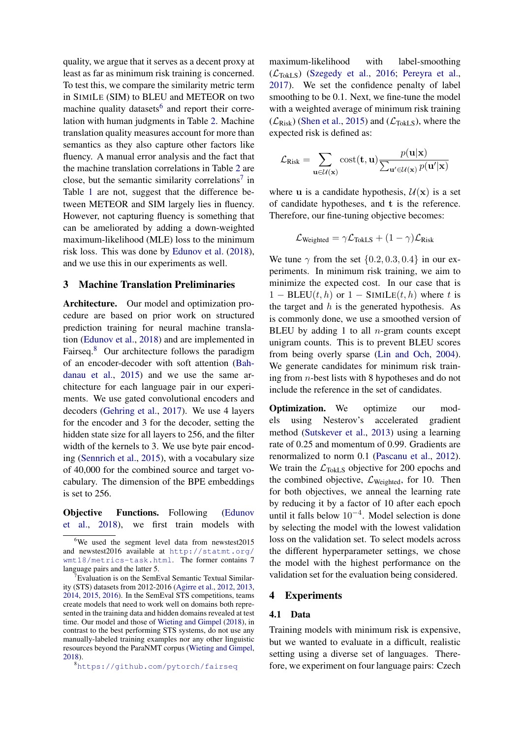quality, we argue that it serves as a decent proxy at least as far as minimum risk training is concerned. To test this, we compare the similarity metric term in SIMILE (SIM) to BLEU and METEOR on two machine quality datasets[6] and report their correlation with human judgments in Table 2. Machine translation quality measures account for more than semantics as they also capture other factors like fluency. A manual error analysis and the fact that the machine translation correlations in Table 2 are close, but the semantic similarity correlations[7] in Table 1 are not, suggest that the difference between METEOR and SIM largely lies in fluency. However, not capturing fluency is something that can be ameliorated by adding a down-weighted maximum-likelihood (MLE) loss to the minimum risk loss. This was done by Edunov et al. (2018), and we use this in our experiments as well.

## 3 Machine Translation Preliminaries

**Architecture.** Our model and optimization procedure are based on prior work on structured prediction training for neural machine translation (Edunov et al., 2018) and are implemented in Fairseq.[8] Our architecture follows the paradigm of an encoder-decoder with soft attention (Bahdanau et al., 2015) and we use the same architecture for each language pair in our experiments. We use gated convolutional encoders and decoders (Gehring et al., 2017). We use 4 layers for the encoder and 3 for the decoder, setting the hidden state size for all layers to 256, and the filter width of the kernels to 3. We use byte pair encoding (Sennrich et al., 2015), with a vocabulary size of 40,000 for the combined source and target vocabulary. The dimension of the BPE embeddings is set to 256.

**Objective Functions.** Following (Edunov et al., 2018), we first train models with maximum-likelihood with label-smoothing ($\mathcal{L}_{\text{TokLS}}$) (Szegedy et al., 2016; Pereyra et al., 2017). We set the confidence penalty of label smoothing to 0.1. Next, we fine-tune the model with a weighted average of minimum risk training ($\mathcal{L}_{\text{Risk}}$) (Shen et al., 2015) and ($\mathcal{L}_{\text{TokLS}}$), where the expected risk is defined as:

$$\mathcal{L}_{\text{Risk}} = \sum_{\mathbf{u} \in \mathcal{U}(\mathbf{x})} \text{cost}(\mathbf{t}, \mathbf{u}) \frac{p(\mathbf{u}|\mathbf{x})}{\sum_{\mathbf{u}' \in \mathcal{U}(\mathbf{x})} p(\mathbf{u}'|\mathbf{x})}$$

where $\mathbf{u}$ is a candidate hypothesis, $\mathcal{U}(\mathbf{x})$ is a set of candidate hypotheses, and $\mathbf{t}$ is the reference. Therefore, our fine-tuning objective becomes:

$$\mathcal{L}_{\text{Weighted}} = \gamma \mathcal{L}_{\text{TokLS}} + (1 - \gamma) \mathcal{L}_{\text{Risk}}$$

We tune $\gamma$ from the set $\{0.2, 0.3, 0.4\}$ in our experiments. In minimum risk training, we aim to minimize the expected cost. In our case that is $1 - \text{BLEU}(t, h)$ or $1 - \text{SIMILE}(t, h)$ where $t$ is the target and $h$ is the generated hypothesis. As is commonly done, we use a smoothed version of BLEU by adding 1 to all $n$-gram counts except unigram counts. This is to prevent BLEU scores from being overly sparse (Lin and Och, 2004). We generate candidates for minimum risk training from $n$-best lists with 8 hypotheses and do not include the reference in the set of candidates.

**Optimization.** We optimize our models using Nesterov's accelerated gradient method (Sutskever et al., 2013) using a learning rate of 0.25 and momentum of 0.99. Gradients are renormalized to norm 0.1 (Pascanu et al., 2012). We train the $\mathcal{L}_{\text{TokLS}}$ objective for 200 epochs and the combined objective, $\mathcal{L}_{\text{Weighted}}$, for 10. Then for both objectives, we anneal the learning rate by reducing it by a factor of 10 after each epoch until it falls below $10^{-4}$. Model selection is done by selecting the model with the lowest validation loss on the validation set. To select models across the different hyperparameter settings, we chose the model with the highest performance on the validation set for the evaluation being considered.

## 4 Experiments

### 4.1 Data

Training models with minimum risk is expensive, but we wanted to evaluate in a difficult, realistic setting using a diverse set of languages. Therefore, we experiment on four language pairs: Czech

[6] We used the segment level data from newstest2015 and newstest2016 available at http://statmt.org/wmt18/metrics-task.html. The former contains 7 language pairs and the latter 5.

[7] Evaluation is on the SemEval Semantic Textual Similarity (STS) datasets from 2012-2016 (Agirre et al., 2012, 2013, 2014, 2015, 2016). In the SemEval STS competitions, teams create models that need to work well on domains both represented in the training data and hidden domains revealed at test time. Our model and those of Wieting and Gimpel (2018), in contrast to the best performing STS systems, do not use any manually-labeled training examples nor any other linguistic resources beyond the ParaNMT corpus (Wieting and Gimpel, 2018).

[8] https://github.com/pytorch/fairseq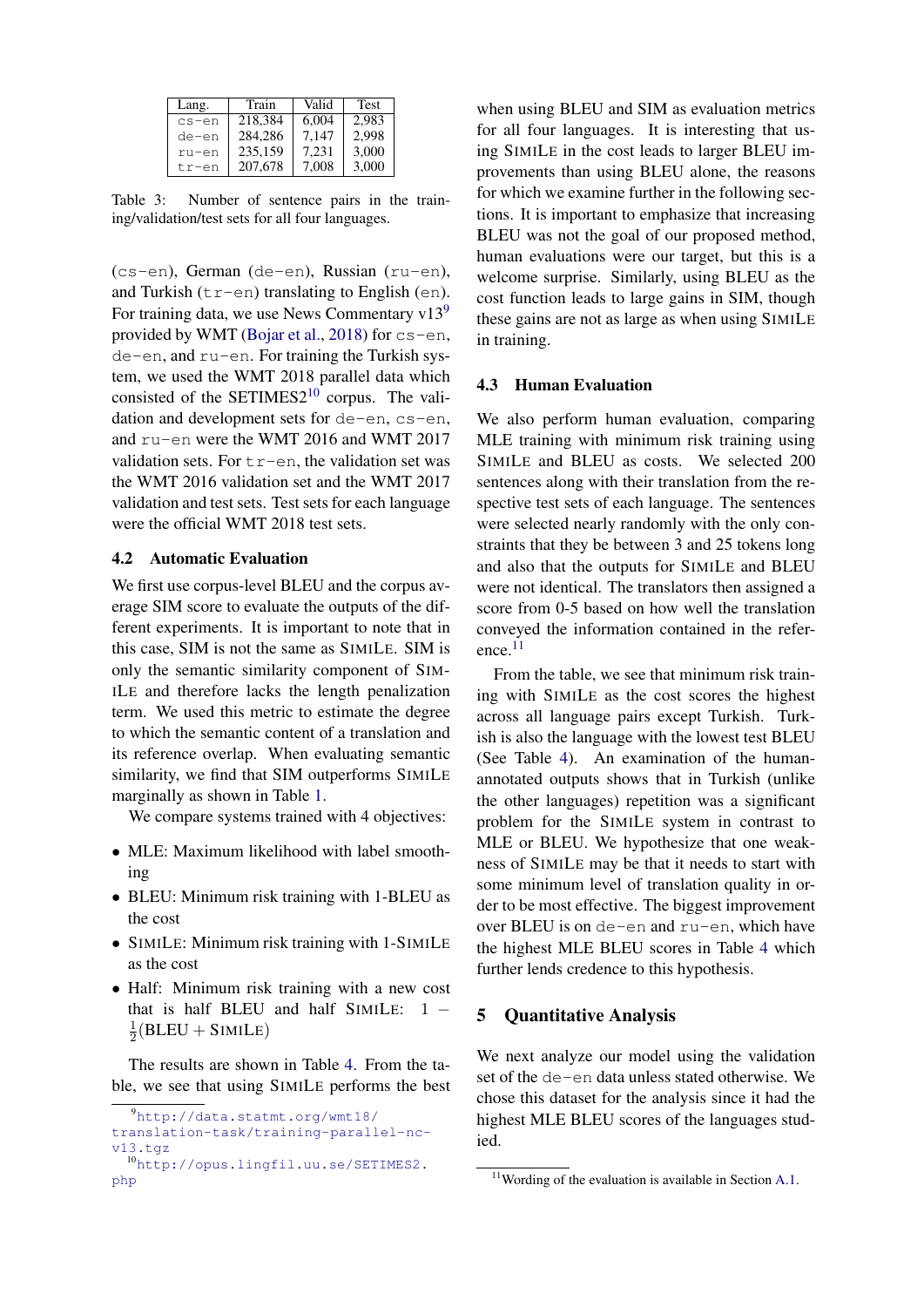| Lang. | Train | Valid | Test |
|---|---|---|---|
| cs-en | 218,384 | 6,004 | 2,983 |
| de-en | 284,286 | 7,147 | 2,998 |
| ru-en | 235,159 | 7,231 | 3,000 |
| tr-en | 207,678 | 7,008 | 3,000 |

Table 3: Number of sentence pairs in the training/validation/test sets for all four languages.

(cs-en), German (de-en), Russian (ru-en), and Turkish (tr-en) translating to English (en). For training data, we use News Commentary v13[9] provided by WMT (Bojar et al., 2018) for cs-en, de-en, and ru-en. For training the Turkish system, we used the WMT 2018 parallel data which consisted of the SETIMES2[10] corpus. The validation and development sets for de-en, cs-en, and ru-en were the WMT 2016 and WMT 2017 validation sets. For tr-en, the validation set was the WMT 2016 validation set and the WMT 2017 validation and test sets. Test sets for each language were the official WMT 2018 test sets.

### 4.2 Automatic Evaluation

We first use corpus-level BLEU and the corpus average SIM score to evaluate the outputs of the different experiments. It is important to note that in this case, SIM is not the same as SIMILE. SIM is only the semantic similarity component of SIMILE and therefore lacks the length penalization term. We used this metric to estimate the degree to which the semantic content of a translation and its reference overlap. When evaluating semantic similarity, we find that SIM outperforms SIMILE marginally as shown in Table 1.

We compare systems trained with 4 objectives:

- MLE: Maximum likelihood with label smoothing
- BLEU: Minimum risk training with 1-BLEU as the cost
- SIMILE: Minimum risk training with 1-SIMILE as the cost
- Half: Minimum risk training with a new cost that is half BLEU and half SIMILE: $1 - \frac{1}{2}(\text{BLEU} + \text{SIMILE})$

The results are shown in Table 4. From the table, we see that using SIMILE performs the best when using BLEU and SIM as evaluation metrics for all four languages. It is interesting that using SIMILE in the cost leads to larger BLEU improvements than using BLEU alone, the reasons for which we examine further in the following sections. It is important to emphasize that increasing BLEU was not the goal of our proposed method, human evaluations were our target, but this is a welcome surprise. Similarly, using BLEU as the cost function leads to large gains in SIM, though these gains are not as large as when using SIMILE in training.

### 4.3 Human Evaluation

We also perform human evaluation, comparing MLE training with minimum risk training using SIMILE and BLEU as costs. We selected 200 sentences along with their translation from the respective test sets of each language. The sentences were selected nearly randomly with the only constraints that they be between 3 and 25 tokens long and also that the outputs for SIMILE and BLEU were not identical. The translators then assigned a score from 0-5 based on how well the translation conveyed the information contained in the reference.[11]

From the table, we see that minimum risk training with SIMILE as the cost scores the highest across all language pairs except Turkish. Turkish is also the language with the lowest test BLEU (See Table 4). An examination of the human-annotated outputs shows that in Turkish (unlike the other languages) repetition was a significant problem for the SIMILE system in contrast to MLE or BLEU. We hypothesize that one weakness of SIMILE may be that it needs to start with some minimum level of translation quality in order to be most effective. The biggest improvement over BLEU is on de-en and ru-en, which have the highest MLE BLEU scores in Table 4 which further lends credence to this hypothesis.

## 5 Quantitative Analysis

We next analyze our model using the validation set of the de-en data unless stated otherwise. We chose this dataset for the analysis since it had the highest MLE BLEU scores of the languages studied.

[9] http://data.statmt.org/wmt18/translation-task/training-parallel-nc-v13.tgz

[10] http://opus.lingfil.uu.se/SETIMES2.php

[11] Wording of the evaluation is available in Section A.1.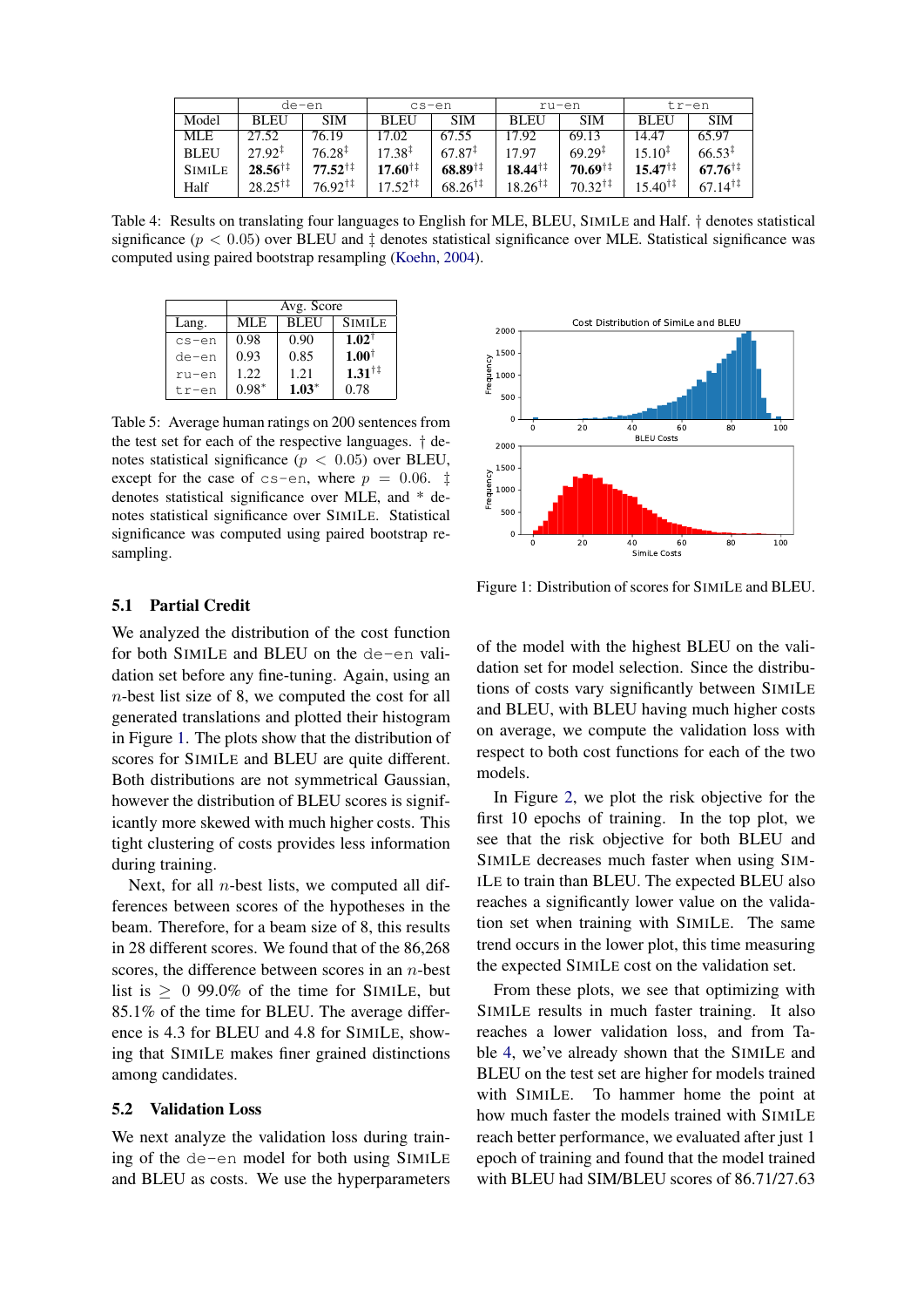| Model | de-en | | cs-en | | ru-en | | tr-en | |
|---|---|---|---|---|---|---|---|---|
| | BLEU | SIM | BLEU | SIM | BLEU | SIM | BLEU | SIM |
| MLE | 27.52 | 76.19 | 17.02 | 67.55 | 17.92 | 69.13 | 14.47 | 65.97 |
| BLEU | 27.92‡ | 76.28‡ | 17.38‡ | 67.87‡ | 17.97 | 69.29‡ | 15.10‡ | 66.53‡ |
| SIMILE | **28.56**†‡ | **77.52**†‡ | **17.60**†‡ | **68.89**†‡ | **18.44**†‡ | **70.69**†‡ | **15.47**†‡ | **67.76**†‡ |
| Half | 28.25†‡ | 76.92†‡ | 17.52†‡ | 68.26†‡ | 18.26†‡ | 70.32†‡ | 15.40†‡ | 67.14†‡ |

Table 4: Results on translating four languages to English for MLE, BLEU, SIMILE and Half. † denotes statistical significance ($p < 0.05$) over BLEU and ‡ denotes statistical significance over MLE. Statistical significance was computed using paired bootstrap resampling (Koehn, 2004).

| Lang. | Avg. Score | | |
|---|---|---|---|
| | MLE | BLEU | SIMILE |
| cs-en | 0.98 | 0.90 | **1.02**† |
| de-en | 0.93 | 0.85 | **1.00**† |
| ru-en | 1.22 | 1.21 | **1.31**†‡ |
| tr-en | 0.98* | **1.03***| 0.78 |

Table 5: Average human ratings on 200 sentences from the test set for each of the respective languages. † denotes statistical significance ($p < 0.05$) over BLEU, except for the case of cs-en, where $p = 0.06$. ‡ denotes statistical significance over MLE, and * denotes statistical significance over SIMILE. Statistical significance was computed using paired bootstrap resampling.

Figure 1: Distribution of scores for SIMILE and BLEU.

### 5.1 Partial Credit

We analyzed the distribution of the cost function for both SIMILE and BLEU on the de-en validation set before any fine-tuning. Again, using an $n$-best list size of 8, we computed the cost for all generated translations and plotted their histogram in Figure 1. The plots show that the distribution of scores for SIMILE and BLEU are quite different. Both distributions are not symmetrical Gaussian, however the distribution of BLEU scores is significantly more skewed with much higher costs. This tight clustering of costs provides less information during training.

Next, for all $n$-best lists, we computed all differences between scores of the hypotheses in the beam. Therefore, for a beam size of 8, this results in 28 different scores. We found that of the 86,268 scores, the difference between scores in an $n$-best list is $\geq 0$ 99.0% of the time for SIMILE, but 85.1% of the time for BLEU. The average difference is 4.3 for BLEU and 4.8 for SIMILE, showing that SIMILE makes finer grained distinctions among candidates.

### 5.2 Validation Loss

We next analyze the validation loss during training of the de-en model for both using SIMILE and BLEU as costs. We use the hyperparameters of the model with the highest BLEU on the validation set for model selection. Since the distributions of costs vary significantly between SIMILE and BLEU, with BLEU having much higher costs on average, we compute the validation loss with respect to both cost functions for each of the two models.

In Figure 2, we plot the risk objective for the first 10 epochs of training. In the top plot, we see that the risk objective for both BLEU and SIMILE decreases much faster when using SIMILE to train than BLEU. The expected BLEU also reaches a significantly lower value on the validation set when training with SIMILE. The same trend occurs in the lower plot, this time measuring the expected SIMILE cost on the validation set.

From these plots, we see that optimizing with SIMILE results in much faster training. It also reaches a lower validation loss, and from Table 4, we've already shown that the SIMILE and BLEU on the test set are higher for models trained with SIMILE. To hammer home the point at how much faster the models trained with SIMILE reach better performance, we evaluated after just 1 epoch of training and found that the model trained with BLEU had SIM/BLEU scores of 86.71/27.63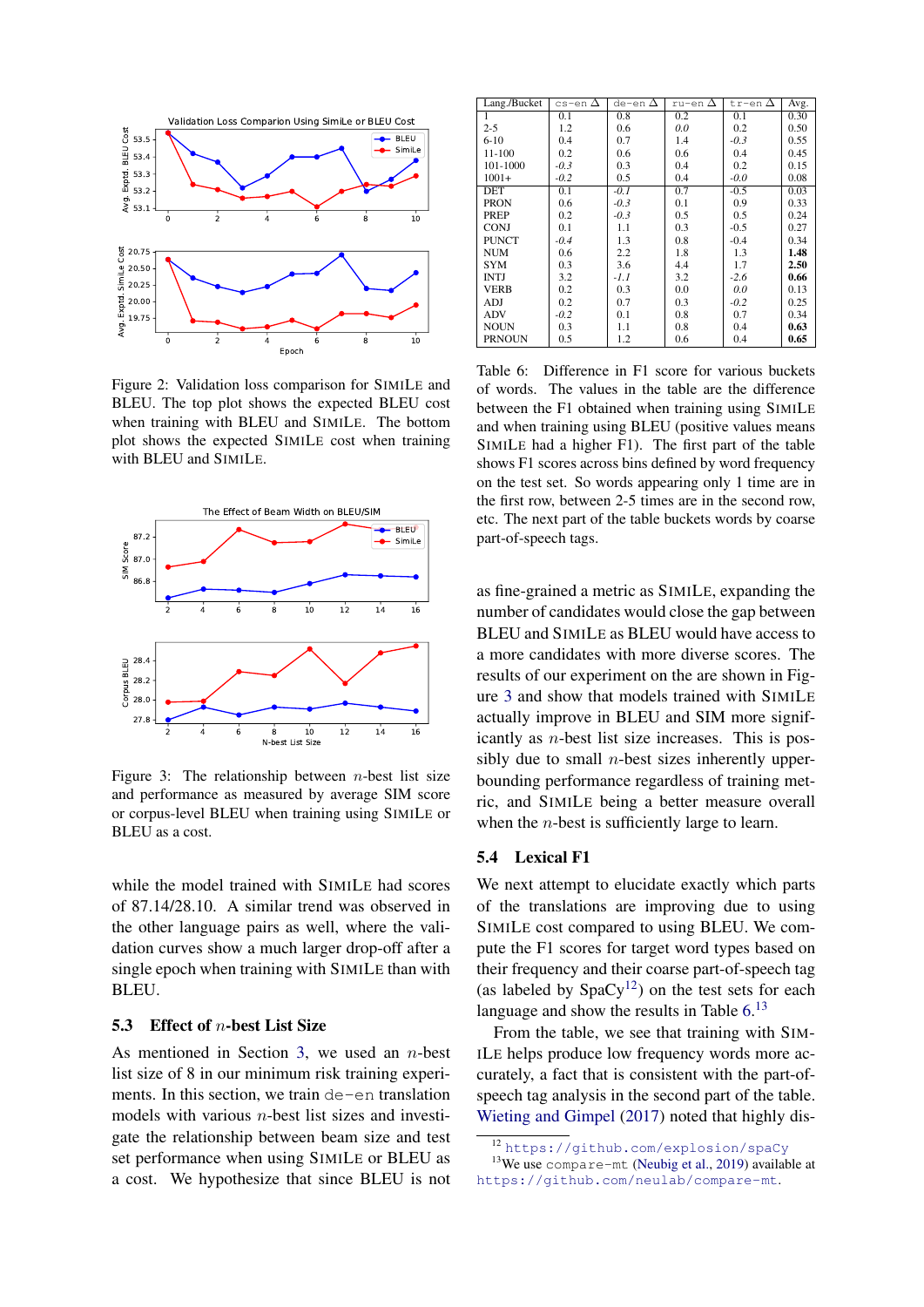Figure 2: Validation loss comparison for SIMILE and BLEU. The top plot shows the expected BLEU cost when training with BLEU and SIMILE. The bottom plot shows the expected SIMILE cost when training with BLEU and SIMILE.

Figure 3: The relationship between $n$-best list size and performance as measured by average SIM score or corpus-level BLEU when training using SIMILE or BLEU as a cost.

while the model trained with SIMILE had scores of 87.14/28.10. A similar trend was observed in the other language pairs as well, where the validation curves show a much larger drop-off after a single epoch when training with SIMILE than with BLEU.

### 5.3 Effect of $n$-best List Size

As mentioned in Section 3, we used an $n$-best list size of 8 in our minimum risk training experiments. In this section, we train de-en translation models with various $n$-best list sizes and investigate the relationship between beam size and test set performance when using SIMILE or BLEU as a cost. We hypothesize that since BLEU is not as fine-grained a metric as SIMILE, expanding the number of candidates would close the gap between BLEU and SIMILE as BLEU would have access to a more candidates with more diverse scores. The results of our experiment on the are shown in Figure 3 and show that models trained with SIMILE actually improve in BLEU and SIM more significantly as $n$-best list size increases. This is possibly due to small $n$-best sizes inherently upper-bounding performance regardless of training metric, and SIMILE being a better measure overall when the $n$-best is sufficiently large to learn.

| Lang./Bucket | cs-en Δ | de-en Δ | ru-en Δ | tr-en Δ | Avg. |
|---|---|---|---|---|---|
| 1 | 0.1 | 0.8 | 0.2 | 0.1 | 0.30 |
| 2-5 | 1.2 | 0.6 | *0.0* | 0.2 | 0.50 |
| 6-10 | 0.4 | 0.7 | 1.4 | *-0.3* | 0.55 |
| 11-100 | 0.2 | 0.6 | 0.6 | 0.4 | 0.45 |
| 101-1000 | *-0.3* | 0.3 | 0.4 | 0.2 | 0.15 |
| 1001+ | *-0.2* | 0.5 | 0.4 | *-0.0* | 0.08 |
| DET | 0.1 | *-0.1* | 0.7 | -0.5 | 0.03 |
| PRON | 0.6 | *-0.3* | 0.1 | 0.9 | 0.33 |
| PREP | 0.2 | *-0.3* | 0.5 | 0.5 | 0.24 |
| CONJ | 0.1 | 1.1 | 0.3 | -0.5 | 0.27 |
| PUNCT | *-0.4* | 1.3 | 0.8 | -0.4 | 0.34 |
| NUM | 0.6 | 2.2 | 1.8 | 1.3 | **1.48** |
| SYM | 0.3 | 3.6 | 4.4 | 1.7 | **2.50** |
| INTJ | 3.2 | *-1.1* | 3.2 | *-2.6* | **0.66** |
| VERB | 0.2 | 0.3 | 0.0 | *0.0* | 0.13 |
| ADJ | 0.2 | 0.7 | 0.3 | *-0.2* | 0.25 |
| ADV | *-0.2* | 0.1 | 0.8 | 0.7 | 0.34 |
| NOUN | 0.3 | 1.1 | 0.8 | 0.4 | **0.63** |
| PRNOUN | 0.5 | 1.2 | 0.6 | 0.4 | **0.65** |

Table 6: Difference in F1 score for various buckets of words. The values in the table are the difference between the F1 obtained when training using SIMILE and when training using BLEU (positive values means SIMILE had a higher F1). The first part of the table shows F1 scores across bins defined by word frequency on the test set. So words appearing only 1 time are in the first row, between 2-5 times are in the second row, etc. The next part of the table buckets words by coarse part-of-speech tags.

### 5.4 Lexical F1

We next attempt to elucidate exactly which parts of the translations are improving due to using SIMILE cost compared to using BLEU. We compute the F1 scores for target word types based on their frequency and their coarse part-of-speech tag (as labeled by SpaCy[12]) on the test sets for each language and show the results in Table 6.[13]

From the table, we see that training with SIMILE helps produce low frequency words more accurately, a fact that is consistent with the part-of-speech tag analysis in the second part of the table. Wieting and Gimpel (2017) noted that highly dis-

[12] https://github.com/explosion/spaCy

[13] We use compare-mt (Neubig et al., 2019) available at https://github.com/neulab/compare-mt.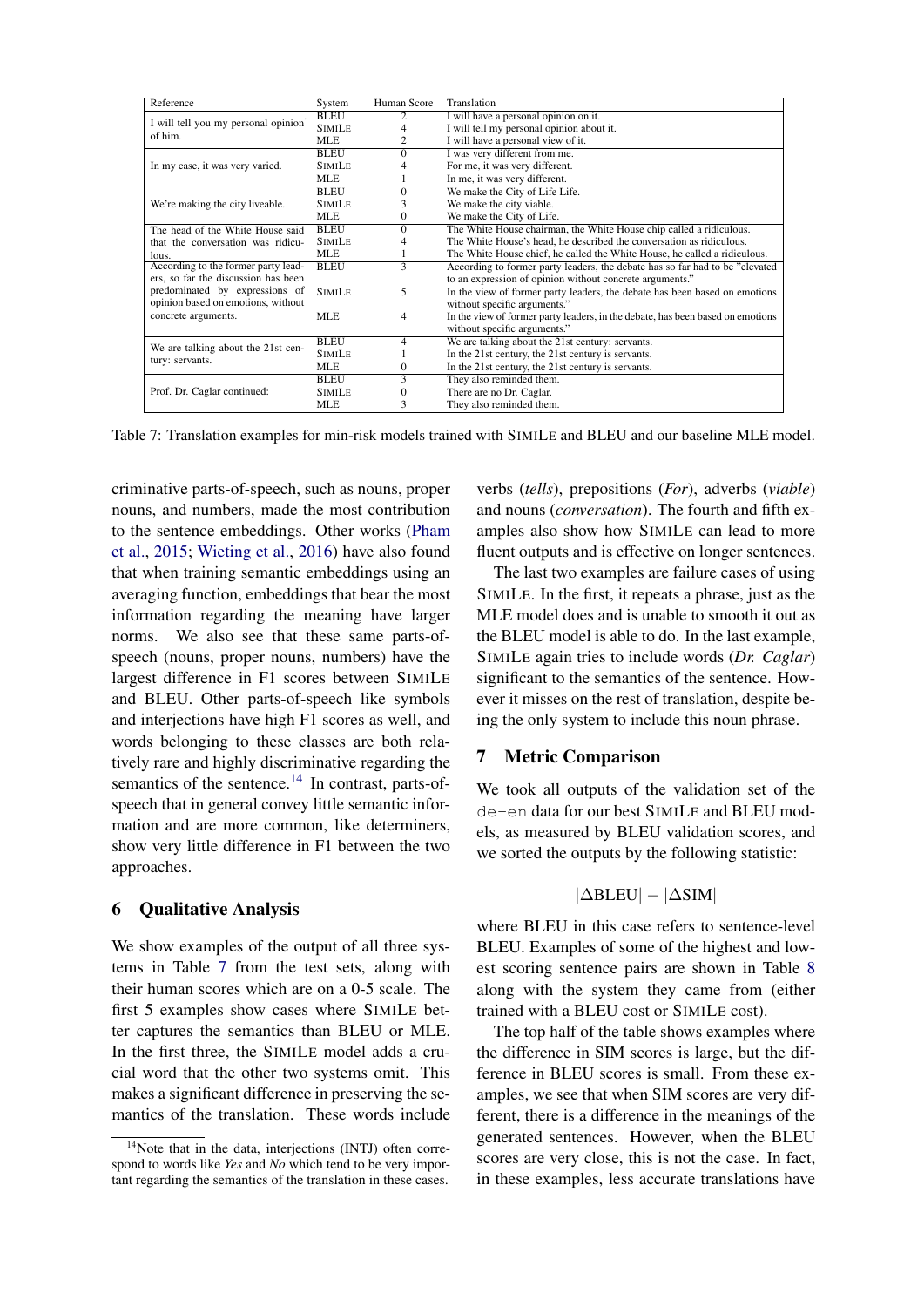| Reference | System | Human Score | Translation |
|---|---|---|---|
| I will tell you my personal opinion of him. | BLEU | 2 | I will have a personal opinion on it. |
| | SIMILE | 4 | I will tell my personal opinion about it. |
| | MLE | 2 | I will have a personal view of it. |
| In my case, it was very varied. | BLEU | 0 | I was very different from me. |
| | SIMILE | 4 | For me, it was very different. |
| | MLE | 1 | In me, it was very different. |
| We're making the city liveable. | BLEU | 0 | We make the City of Life Life. |
| | SIMILE | 3 | We make the city viable. |
| | MLE | 0 | We make the City of Life. |
| The head of the White House said that the conversation was ridiculous. | BLEU | 0 | The White House chairman, the White House chip called a ridiculous. |
| | SIMILE | 4 | The White House's head, he described the conversation as ridiculous. |
| | MLE | 1 | The White House chief, he called the White House, he called a ridiculous. |
| According to the former party leaders, so far the discussion has been predominated by expressions of opinion based on emotions, without concrete arguments. | BLEU | 3 | According to former party leaders, the debate has so far had to be "elevated to an expression of opinion without concrete arguments." |
| | SIMILE | 5 | In the view of former party leaders, the debate has been based on emotions without specific arguments." |
| | MLE | 4 | In the view of former party leaders, in the debate, has been based on emotions without specific arguments." |
| We are talking about the 21st century: servants. | BLEU | 4 | We are talking about the 21st century: servants. |
| | SIMILE | 1 | In the 21st century, the 21st century is servants. |
| | MLE | 0 | In the 21st century, the 21st century is servants. |
| Prof. Dr. Caglar continued: | BLEU | 3 | They also reminded them. |
| | SIMILE | 0 | There are no Dr. Caglar. |
| | MLE | 3 | They also reminded them. |

Table 7: Translation examples for min-risk models trained with SIMILE and BLEU and our baseline MLE model.

criminative parts-of-speech, such as nouns, proper nouns, and numbers, made the most contribution to the sentence embeddings. Other works (Pham et al., 2015; Wieting et al., 2016) have also found that when training semantic embeddings using an averaging function, embeddings that bear the most information regarding the meaning have larger norms. We also see that these same parts-of-speech (nouns, proper nouns, numbers) have the largest difference in F1 scores between SIMILE and BLEU. Other parts-of-speech like symbols and interjections have high F1 scores as well, and words belonging to these classes are both relatively rare and highly discriminative regarding the semantics of the sentence.[14] In contrast, parts-of-speech that in general convey little semantic information and are more common, like determiners, show very little difference in F1 between the two approaches.

## 6 Qualitative Analysis

We show examples of the output of all three systems in Table 7 from the test sets, along with their human scores which are on a 0-5 scale. The first 5 examples show cases where SIMILE better captures the semantics than BLEU or MLE. In the first three, the SIMILE model adds a crucial word that the other two systems omit. This makes a significant difference in preserving the semantics of the translation. These words include verbs (*tells*), prepositions (*For*), adverbs (*viable*) and nouns (*conversation*). The fourth and fifth examples also show how SIMILE can lead to more fluent outputs and is effective on longer sentences.

The last two examples are failure cases of using SIMILE. In the first, it repeats a phrase, just as the MLE model does and is unable to smooth it out as the BLEU model is able to do. In the last example, SIMILE again tries to include words (*Dr. Caglar*) significant to the semantics of the sentence. However it misses on the rest of translation, despite being the only system to include this noun phrase.

## 7 Metric Comparison

We took all outputs of the validation set of the `de-en` data for our best SIMILE and BLEU models, as measured by BLEU validation scores, and we sorted the outputs by the following statistic:

$$|\Delta\text{BLEU}| - |\Delta\text{SIM}|$$

where BLEU in this case refers to sentence-level BLEU. Examples of some of the highest and lowest scoring sentence pairs are shown in Table 8 along with the system they came from (either trained with a BLEU cost or SIMILE cost).

The top half of the table shows examples where the difference in SIM scores is large, but the difference in BLEU scores is small. From these examples, we see that when SIM scores are very different, there is a difference in the meanings of the generated sentences. However, when the BLEU scores are very close, this is not the case. In fact, in these examples, less accurate translations have

[14] Note that in the data, interjections (INTJ) often correspond to words like *Yes* and *No* which tend to be very important regarding the semantics of the translation in these cases.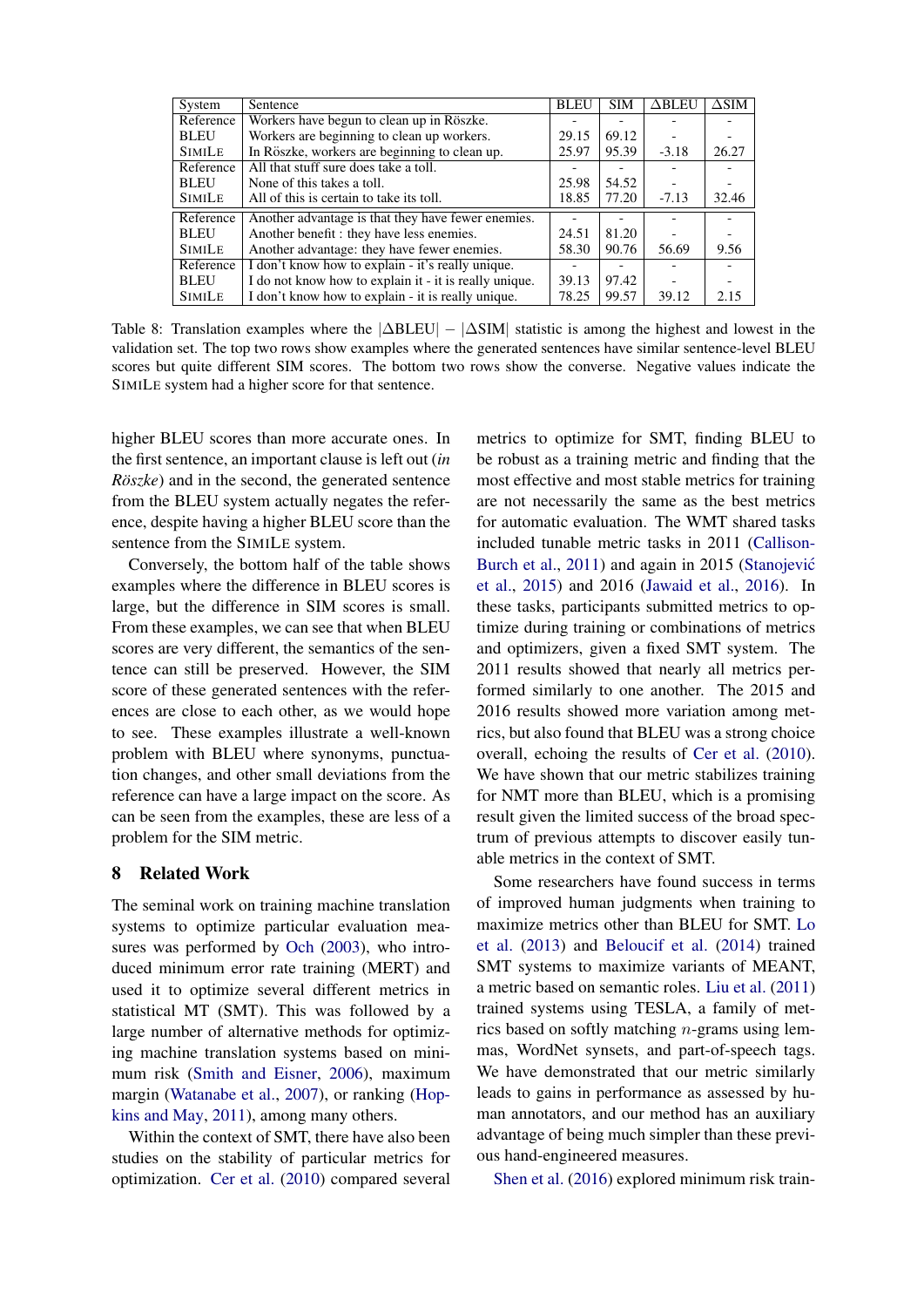| System | Sentence | BLEU | SIM | ΔBLEU | ΔSIM |
|---|---|---|---|---|---|
| Reference | Workers have begun to clean up in Röszke. | - | - | - | - |
| BLEU | Workers are beginning to clean up workers. | 29.15 | 69.12 | - | - |
| SIMILE | In Röszke, workers are beginning to clean up. | 25.97 | 95.39 | -3.18 | 26.27 |
| Reference | All that stuff sure does take a toll. | - | - | - | - |
| BLEU | None of this takes a toll. | 25.98 | 54.52 | - | - |
| SIMILE | All of this is certain to take its toll. | 18.85 | 77.20 | -7.13 | 32.46 |
| Reference | Another advantage is that they have fewer enemies. | - | - | - | - |
| BLEU | Another benefit : they have less enemies. | 24.51 | 81.20 | - | - |
| SIMILE | Another advantage: they have fewer enemies. | 58.30 | 90.76 | 56.69 | 9.56 |
| Reference | I don't know how to explain - it's really unique. | - | - | - | - |
| BLEU | I do not know how to explain it - it is really unique. | 39.13 | 97.42 | - | - |
| SIMILE | I don't know how to explain - it is really unique. | 78.25 | 99.57 | 39.12 | 2.15 |

Table 8: Translation examples where the $|\Delta\text{BLEU}| - |\Delta\text{SIM}|$ statistic is among the highest and lowest in the validation set. The top two rows show examples where the generated sentences have similar sentence-level BLEU scores but quite different SIM scores. The bottom two rows show the converse. Negative values indicate the SIMILE system had a higher score for that sentence.

higher BLEU scores than more accurate ones. In the first sentence, an important clause is left out (*in Röszke*) and in the second, the generated sentence from the BLEU system actually negates the reference, despite having a higher BLEU score than the sentence from the SIMILE system.

Conversely, the bottom half of the table shows examples where the difference in BLEU scores is large, but the difference in SIM scores is small. From these examples, we can see that when BLEU scores are very different, the semantics of the sentence can still be preserved. However, the SIM score of these generated sentences with the references are close to each other, as we would hope to see. These examples illustrate a well-known problem with BLEU where synonyms, punctuation changes, and other small deviations from the reference can have a large impact on the score. As can be seen from the examples, these are less of a problem for the SIM metric.

## 8 Related Work

The seminal work on training machine translation systems to optimize particular evaluation measures was performed by Och (2003), who introduced minimum error rate training (MERT) and used it to optimize several different metrics in statistical MT (SMT). This was followed by a large number of alternative methods for optimizing machine translation systems based on minimum risk (Smith and Eisner, 2006), maximum margin (Watanabe et al., 2007), or ranking (Hopkins and May, 2011), among many others.

Within the context of SMT, there have also been studies on the stability of particular metrics for optimization. Cer et al. (2010) compared several metrics to optimize for SMT, finding BLEU to be robust as a training metric and finding that the most effective and most stable metrics for training are not necessarily the same as the best metrics for automatic evaluation. The WMT shared tasks included tunable metric tasks in 2011 (Callison-Burch et al., 2011) and again in 2015 (Stanojević et al., 2015) and 2016 (Jawaid et al., 2016). In these tasks, participants submitted metrics to optimize during training or combinations of metrics and optimizers, given a fixed SMT system. The 2011 results showed that nearly all metrics performed similarly to one another. The 2015 and 2016 results showed more variation among metrics, but also found that BLEU was a strong choice overall, echoing the results of Cer et al. (2010). We have shown that our metric stabilizes training for NMT more than BLEU, which is a promising result given the limited success of the broad spectrum of previous attempts to discover easily tunable metrics in the context of SMT.

Some researchers have found success in terms of improved human judgments when training to maximize metrics other than BLEU for SMT. Lo et al. (2013) and Beloucif et al. (2014) trained SMT systems to maximize variants of MEANT, a metric based on semantic roles. Liu et al. (2011) trained systems using TESLA, a family of metrics based on softly matching $n$-grams using lemmas, WordNet synsets, and part-of-speech tags. We have demonstrated that our metric similarly leads to gains in performance as assessed by human annotators, and our method has an auxiliary advantage of being much simpler than these previous hand-engineered measures.

Shen et al. (2016) explored minimum risk train-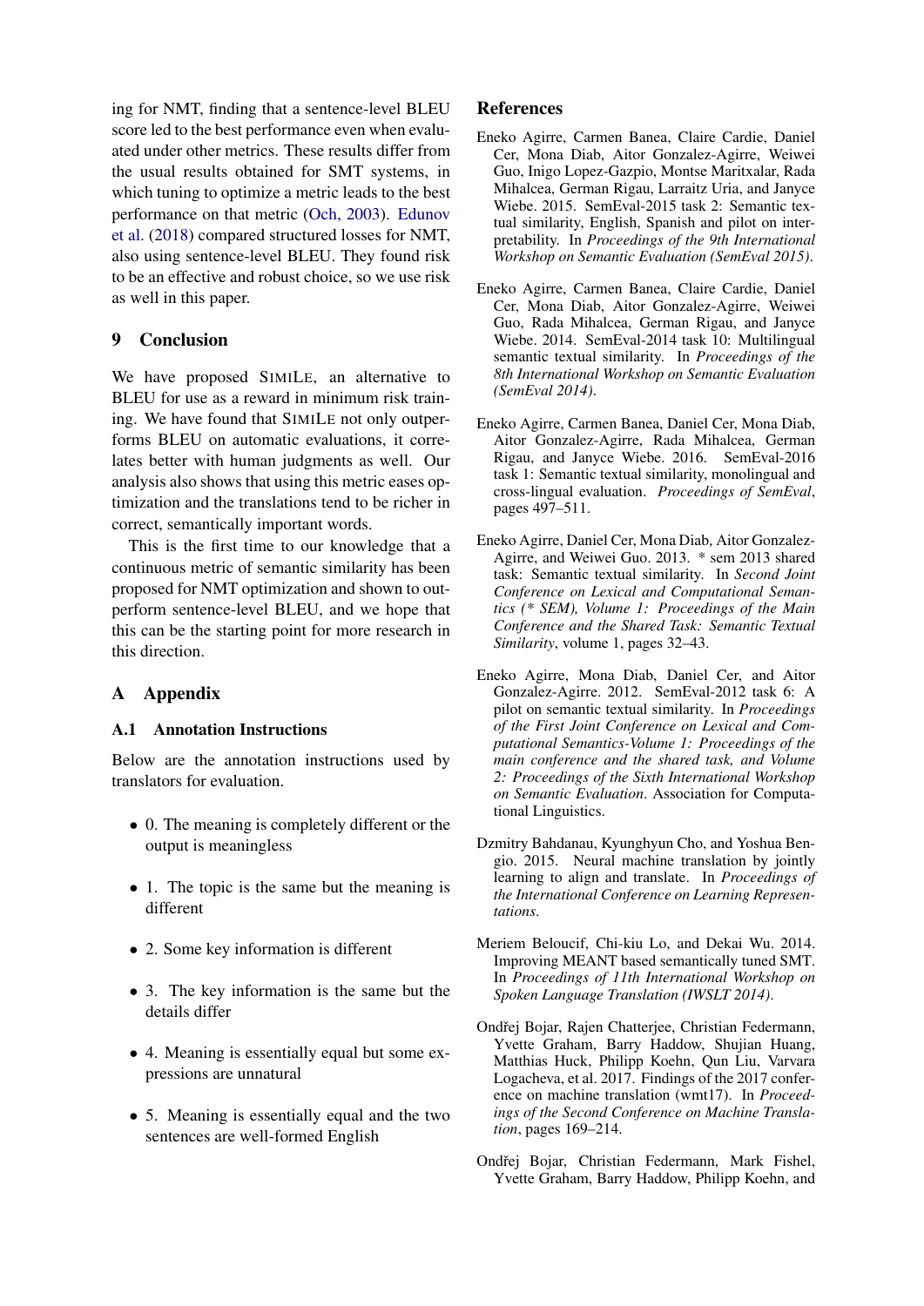ing for NMT, finding that a sentence-level BLEU score led to the best performance even when evaluated under other metrics. These results differ from the usual results obtained for SMT systems, in which tuning to optimize a metric leads to the best performance on that metric (Och, 2003). Edunov et al. (2018) compared structured losses for NMT, also using sentence-level BLEU. They found risk to be an effective and robust choice, so we use risk as well in this paper.

## 9 Conclusion

We have proposed SIMILE, an alternative to BLEU for use as a reward in minimum risk training. We have found that SIMILE not only outperforms BLEU on automatic evaluations, it correlates better with human judgments as well. Our analysis also shows that using this metric eases optimization and the translations tend to be richer in correct, semantically important words.

This is the first time to our knowledge that a continuous metric of semantic similarity has been proposed for NMT optimization and shown to outperform sentence-level BLEU, and we hope that this can be the starting point for more research in this direction.

## A Appendix

### A.1 Annotation Instructions

Below are the annotation instructions used by translators for evaluation.

- 0. The meaning is completely different or the output is meaningless
- 1. The topic is the same but the meaning is different
- 2. Some key information is different
- 3. The key information is the same but the details differ
- 4. Meaning is essentially equal but some expressions are unnatural
- 5. Meaning is essentially equal and the two sentences are well-formed English

## References

Eneko Agirre, Carmen Banea, Claire Cardie, Daniel Cer, Mona Diab, Aitor Gonzalez-Agirre, Weiwei Guo, Inigo Lopez-Gazpio, Montse Maritxalar, Rada Mihalcea, German Rigau, Larraitz Uria, and Janyce Wiebe. 2015. SemEval-2015 task 2: Semantic textual similarity, English, Spanish and pilot on interpretability. In *Proceedings of the 9th International Workshop on Semantic Evaluation (SemEval 2015)*.

Eneko Agirre, Carmen Banea, Claire Cardie, Daniel Cer, Mona Diab, Aitor Gonzalez-Agirre, Weiwei Guo, Rada Mihalcea, German Rigau, and Janyce Wiebe. 2014. SemEval-2014 task 10: Multilingual semantic textual similarity. In *Proceedings of the 8th International Workshop on Semantic Evaluation (SemEval 2014)*.

Eneko Agirre, Carmen Banea, Daniel Cer, Mona Diab, Aitor Gonzalez-Agirre, Rada Mihalcea, German Rigau, and Janyce Wiebe. 2016. SemEval-2016 task 1: Semantic textual similarity, monolingual and cross-lingual evaluation. *Proceedings of SemEval*, pages 497–511.

Eneko Agirre, Daniel Cer, Mona Diab, Aitor Gonzalez-Agirre, and Weiwei Guo. 2013. * sem 2013 shared task: Semantic textual similarity. In *Second Joint Conference on Lexical and Computational Semantics (* SEM), Volume 1: Proceedings of the Main Conference and the Shared Task: Semantic Textual Similarity*, volume 1, pages 32–43.

Eneko Agirre, Mona Diab, Daniel Cer, and Aitor Gonzalez-Agirre. 2012. SemEval-2012 task 6: A pilot on semantic textual similarity. In *Proceedings of the First Joint Conference on Lexical and Computational Semantics-Volume 1: Proceedings of the main conference and the shared task, and Volume 2: Proceedings of the Sixth International Workshop on Semantic Evaluation*. Association for Computational Linguistics.

Dzmitry Bahdanau, Kyunghyun Cho, and Yoshua Bengio. 2015. Neural machine translation by jointly learning to align and translate. In *Proceedings of the International Conference on Learning Representations*.

Meriem Beloucif, Chi-kiu Lo, and Dekai Wu. 2014. Improving MEANT based semantically tuned SMT. In *Proceedings of 11th International Workshop on Spoken Language Translation (IWSLT 2014)*.

Ondřej Bojar, Rajen Chatterjee, Christian Federmann, Yvette Graham, Barry Haddow, Shujian Huang, Matthias Huck, Philipp Koehn, Qun Liu, Varvara Logacheva, et al. 2017. Findings of the 2017 conference on machine translation (wmt17). In *Proceedings of the Second Conference on Machine Translation*, pages 169–214.

Ondřej Bojar, Christian Federmann, Mark Fishel, Yvette Graham, Barry Haddow, Philipp Koehn, and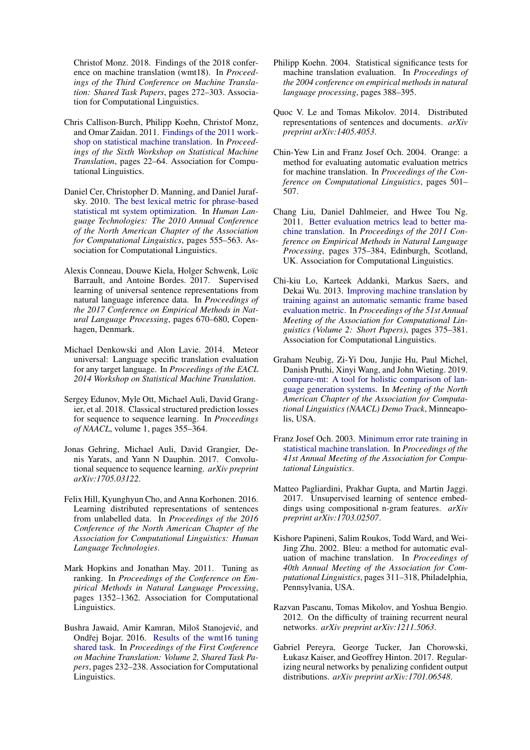Christof Monz. 2018. Findings of the 2018 conference on machine translation (wmt18). In *Proceedings of the Third Conference on Machine Translation: Shared Task Papers*, pages 272–303. Association for Computational Linguistics.

Chris Callison-Burch, Philipp Koehn, Christof Monz, and Omar Zaidan. 2011. Findings of the 2011 workshop on statistical machine translation. In *Proceedings of the Sixth Workshop on Statistical Machine Translation*, pages 22–64. Association for Computational Linguistics.

Daniel Cer, Christopher D. Manning, and Daniel Jurafsky. 2010. The best lexical metric for phrase-based statistical mt system optimization. In *Human Language Technologies: The 2010 Annual Conference of the North American Chapter of the Association for Computational Linguistics*, pages 555–563. Association for Computational Linguistics.

Alexis Conneau, Douwe Kiela, Holger Schwenk, Loïc Barrault, and Antoine Bordes. 2017. Supervised learning of universal sentence representations from natural language inference data. In *Proceedings of the 2017 Conference on Empirical Methods in Natural Language Processing*, pages 670–680, Copenhagen, Denmark.

Michael Denkowski and Alon Lavie. 2014. Meteor universal: Language specific translation evaluation for any target language. In *Proceedings of the EACL 2014 Workshop on Statistical Machine Translation*.

Sergey Edunov, Myle Ott, Michael Auli, David Grangier, et al. 2018. Classical structured prediction losses for sequence to sequence learning. In *Proceedings of NAACL*, volume 1, pages 355–364.

Jonas Gehring, Michael Auli, David Grangier, Denis Yarats, and Yann N Dauphin. 2017. Convolutional sequence to sequence learning. *arXiv preprint arXiv:1705.03122*.

Felix Hill, Kyunghyun Cho, and Anna Korhonen. 2016. Learning distributed representations of sentences from unlabelled data. In *Proceedings of the 2016 Conference of the North American Chapter of the Association for Computational Linguistics: Human Language Technologies*.

Mark Hopkins and Jonathan May. 2011. Tuning as ranking. In *Proceedings of the Conference on Empirical Methods in Natural Language Processing*, pages 1352–1362. Association for Computational Linguistics.

Bushra Jawaid, Amir Kamran, Miloš Stanojević, and Ondřej Bojar. 2016. Results of the wmt16 tuning shared task. In *Proceedings of the First Conference on Machine Translation: Volume 2, Shared Task Papers*, pages 232–238. Association for Computational Linguistics.

Philipp Koehn. 2004. Statistical significance tests for machine translation evaluation. In *Proceedings of the 2004 conference on empirical methods in natural language processing*, pages 388–395.

Quoc V. Le and Tomas Mikolov. 2014. Distributed representations of sentences and documents. *arXiv preprint arXiv:1405.4053*.

Chin-Yew Lin and Franz Josef Och. 2004. Orange: a method for evaluating automatic evaluation metrics for machine translation. In *Proceedings of the Conference on Computational Linguistics*, pages 501–507.

Chang Liu, Daniel Dahlmeier, and Hwee Tou Ng. 2011. Better evaluation metrics lead to better machine translation. In *Proceedings of the 2011 Conference on Empirical Methods in Natural Language Processing*, pages 375–384, Edinburgh, Scotland, UK. Association for Computational Linguistics.

Chi-kiu Lo, Karteek Addanki, Markus Saers, and Dekai Wu. 2013. Improving machine translation by training against an automatic semantic frame based evaluation metric. In *Proceedings of the 51st Annual Meeting of the Association for Computational Linguistics (Volume 2: Short Papers)*, pages 375–381. Association for Computational Linguistics.

Graham Neubig, Zi-Yi Dou, Junjie Hu, Paul Michel, Danish Pruthi, Xinyi Wang, and John Wieting. 2019. compare-mt: A tool for holistic comparison of language generation systems. In *Meeting of the North American Chapter of the Association for Computational Linguistics (NAACL) Demo Track*, Minneapolis, USA.

Franz Josef Och. 2003. Minimum error rate training in statistical machine translation. In *Proceedings of the 41st Annual Meeting of the Association for Computational Linguistics*.

Matteo Pagliardini, Prakhar Gupta, and Martin Jaggi. 2017. Unsupervised learning of sentence embeddings using compositional n-gram features. *arXiv preprint arXiv:1703.02507*.

Kishore Papineni, Salim Roukos, Todd Ward, and Wei-Jing Zhu. 2002. Bleu: a method for automatic evaluation of machine translation. In *Proceedings of 40th Annual Meeting of the Association for Computational Linguistics*, pages 311–318, Philadelphia, Pennsylvania, USA.

Razvan Pascanu, Tomas Mikolov, and Yoshua Bengio. 2012. On the difficulty of training recurrent neural networks. *arXiv preprint arXiv:1211.5063*.

Gabriel Pereyra, George Tucker, Jan Chorowski, Łukasz Kaiser, and Geoffrey Hinton. 2017. Regularizing neural networks by penalizing confident output distributions. *arXiv preprint arXiv:1701.06548*.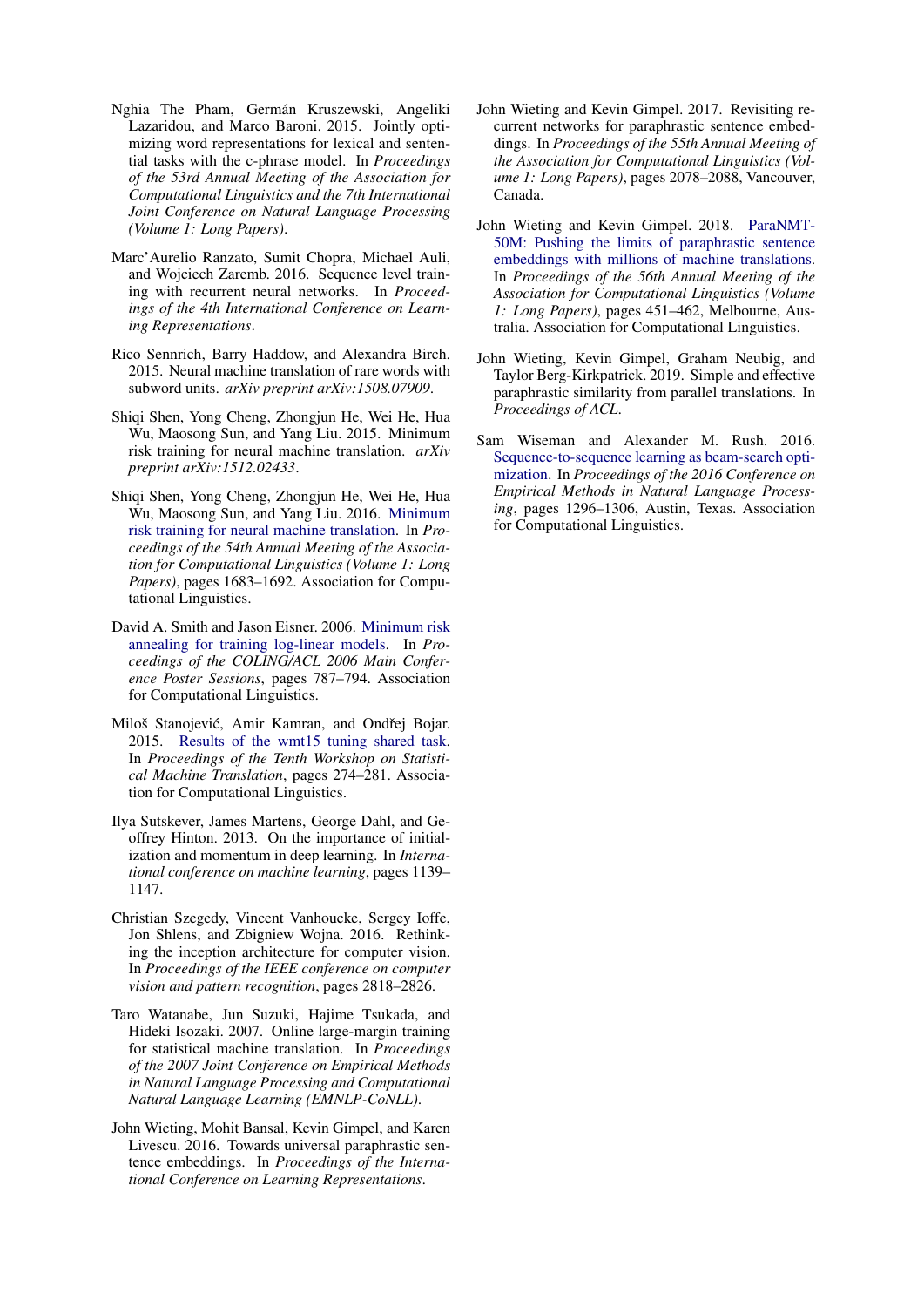Nghia The Pham, Germán Kruszewski, Angeliki Lazaridou, and Marco Baroni. 2015. Jointly optimizing word representations for lexical and sentential tasks with the c-phrase model. In *Proceedings of the 53rd Annual Meeting of the Association for Computational Linguistics and the 7th International Joint Conference on Natural Language Processing (Volume 1: Long Papers)*.

Marc'Aurelio Ranzato, Sumit Chopra, Michael Auli, and Wojciech Zaremb. 2016. Sequence level training with recurrent neural networks. In *Proceedings of the 4th International Conference on Learning Representations*.

Rico Sennrich, Barry Haddow, and Alexandra Birch. 2015. Neural machine translation of rare words with subword units. *arXiv preprint arXiv:1508.07909*.

Shiqi Shen, Yong Cheng, Zhongjun He, Wei He, Hua Wu, Maosong Sun, and Yang Liu. 2015. Minimum risk training for neural machine translation. *arXiv preprint arXiv:1512.02433*.

Shiqi Shen, Yong Cheng, Zhongjun He, Wei He, Hua Wu, Maosong Sun, and Yang Liu. 2016. Minimum risk training for neural machine translation. In *Proceedings of the 54th Annual Meeting of the Association for Computational Linguistics (Volume 1: Long Papers)*, pages 1683–1692. Association for Computational Linguistics.

David A. Smith and Jason Eisner. 2006. Minimum risk annealing for training log-linear models. In *Proceedings of the COLING/ACL 2006 Main Conference Poster Sessions*, pages 787–794. Association for Computational Linguistics.

Miloš Stanojević, Amir Kamran, and Ondřej Bojar. 2015. Results of the wmt15 tuning shared task. In *Proceedings of the Tenth Workshop on Statistical Machine Translation*, pages 274–281. Association for Computational Linguistics.

Ilya Sutskever, James Martens, George Dahl, and Geoffrey Hinton. 2013. On the importance of initialization and momentum in deep learning. In *International conference on machine learning*, pages 1139–1147.

Christian Szegedy, Vincent Vanhoucke, Sergey Ioffe, Jon Shlens, and Zbigniew Wojna. 2016. Rethinking the inception architecture for computer vision. In *Proceedings of the IEEE conference on computer vision and pattern recognition*, pages 2818–2826.

Taro Watanabe, Jun Suzuki, Hajime Tsukada, and Hideki Isozaki. 2007. Online large-margin training for statistical machine translation. In *Proceedings of the 2007 Joint Conference on Empirical Methods in Natural Language Processing and Computational Natural Language Learning (EMNLP-CoNLL)*.

John Wieting, Mohit Bansal, Kevin Gimpel, and Karen Livescu. 2016. Towards universal paraphrastic sentence embeddings. In *Proceedings of the International Conference on Learning Representations*.

John Wieting and Kevin Gimpel. 2017. Revisiting recurrent networks for paraphrastic sentence embeddings. In *Proceedings of the 55th Annual Meeting of the Association for Computational Linguistics (Volume 1: Long Papers)*, pages 2078–2088, Vancouver, Canada.

John Wieting and Kevin Gimpel. 2018. ParaNMT-50M: Pushing the limits of paraphrastic sentence embeddings with millions of machine translations. In *Proceedings of the 56th Annual Meeting of the Association for Computational Linguistics (Volume 1: Long Papers)*, pages 451–462, Melbourne, Australia. Association for Computational Linguistics.

John Wieting, Kevin Gimpel, Graham Neubig, and Taylor Berg-Kirkpatrick. 2019. Simple and effective paraphrastic similarity from parallel translations. In *Proceedings of ACL*.

Sam Wiseman and Alexander M. Rush. 2016. Sequence-to-sequence learning as beam-search optimization. In *Proceedings of the 2016 Conference on Empirical Methods in Natural Language Processing*, pages 1296–1306, Austin, Texas. Association for Computational Linguistics.